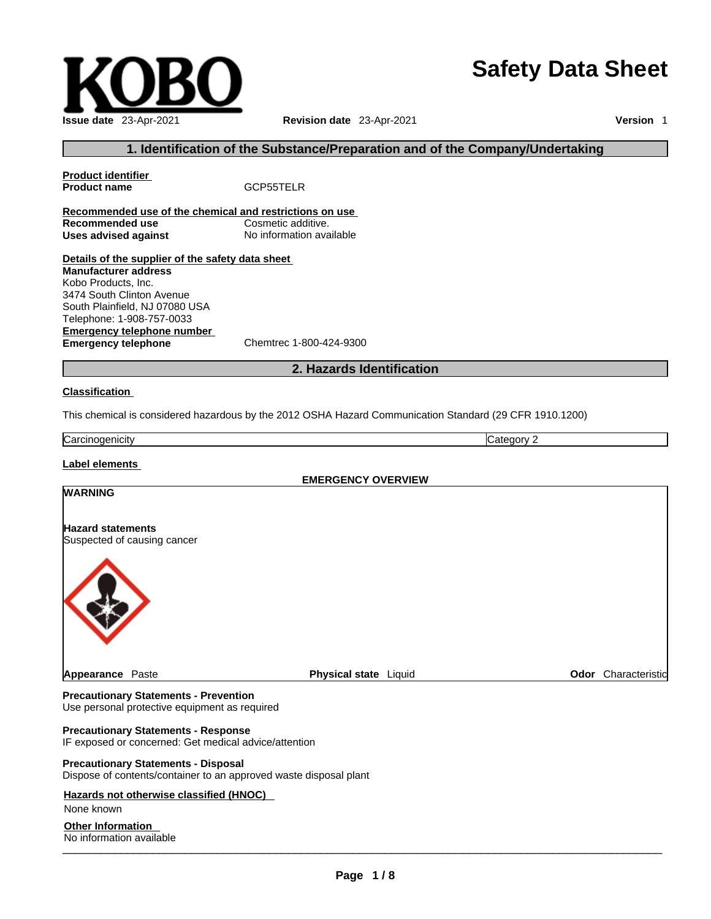KOBO

# Safety Data Sheet

**Issue date** 23-Apr-2021 **Revision date** 23-Apr-2021 **Version** 1

## 1. Identification of the Substance/Preparation and of the Company/Undertaking

**Product identifier**

**Product name** GCP55TELR

**Recommended use of the chemical and restrictions on use**

**Recommended use** Cosmetic additive.
**Uses advised against** No information available

**Details of the supplier of the safety data sheet**

**Manufacturer address**
Kobo Products, Inc.
3474 South Clinton Avenue
South Plainfield, NJ 07080 USA
Telephone: 1-908-757-0033

**Emergency telephone number**

**Emergency telephone** Chemtrec 1-800-424-9300

## 2. Hazards Identification

**Classification**

This chemical is considered hazardous by the 2012 OSHA Hazard Communication Standard (29 CFR 1910.1200)

| Carcinogenicity | Category 2 |
|---|---|

**Label elements**

**EMERGENCY OVERVIEW**

**WARNING**

**Hazard statements**
Suspected of causing cancer

**Appearance** Paste **Physical state** Liquid **Odor** Characteristic

**Precautionary Statements - Prevention**
Use personal protective equipment as required

**Precautionary Statements - Response**
IF exposed or concerned: Get medical advice/attention

**Precautionary Statements - Disposal**
Dispose of contents/container to an approved waste disposal plant

**Hazards not otherwise classified (HNOC)**
None known

**Other Information**
No information available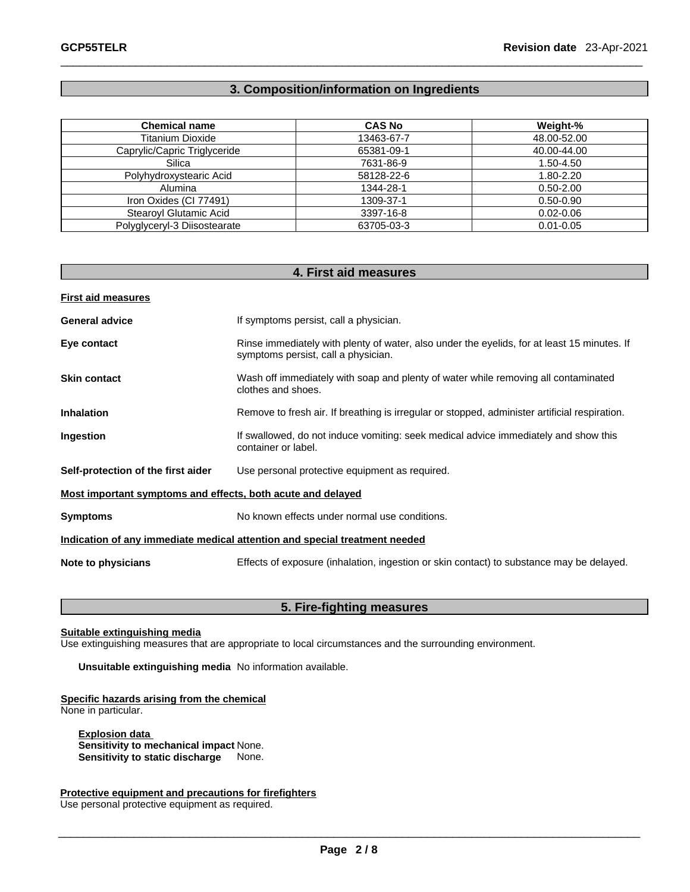## 3. Composition/information on Ingredients

| Chemical name | CAS No | Weight-% |
|---|---|---|
| Titanium Dioxide | 13463-67-7 | 48.00-52.00 |
| Caprylic/Capric Triglyceride | 65381-09-1 | 40.00-44.00 |
| Silica | 7631-86-9 | 1.50-4.50 |
| Polyhydroxystearic Acid | 58128-22-6 | 1.80-2.20 |
| Alumina | 1344-28-1 | 0.50-2.00 |
| Iron Oxides (CI 77491) | 1309-37-1 | 0.50-0.90 |
| Stearoyl Glutamic Acid | 3397-16-8 | 0.02-0.06 |
| Polyglyceryl-3 Diisostearate | 63705-03-3 | 0.01-0.05 |

## 4. First aid measures

**First aid measures**

**General advice** If symptoms persist, call a physician.

**Eye contact** Rinse immediately with plenty of water, also under the eyelids, for at least 15 minutes. If symptoms persist, call a physician.

**Skin contact** Wash off immediately with soap and plenty of water while removing all contaminated clothes and shoes.

**Inhalation** Remove to fresh air. If breathing is irregular or stopped, administer artificial respiration.

**Ingestion** If swallowed, do not induce vomiting: seek medical advice immediately and show this container or label.

**Self-protection of the first aider** Use personal protective equipment as required.

**Most important symptoms and effects, both acute and delayed**

**Symptoms** No known effects under normal use conditions.

**Indication of any immediate medical attention and special treatment needed**

**Note to physicians** Effects of exposure (inhalation, ingestion or skin contact) to substance may be delayed.

## 5. Fire-fighting measures

**Suitable extinguishing media**

Use extinguishing measures that are appropriate to local circumstances and the surrounding environment.

**Unsuitable extinguishing media** No information available.

**Specific hazards arising from the chemical**

None in particular.

**Explosion data**

**Sensitivity to mechanical impact** None.
**Sensitivity to static discharge** None.

**Protective equipment and precautions for firefighters**

Use personal protective equipment as required.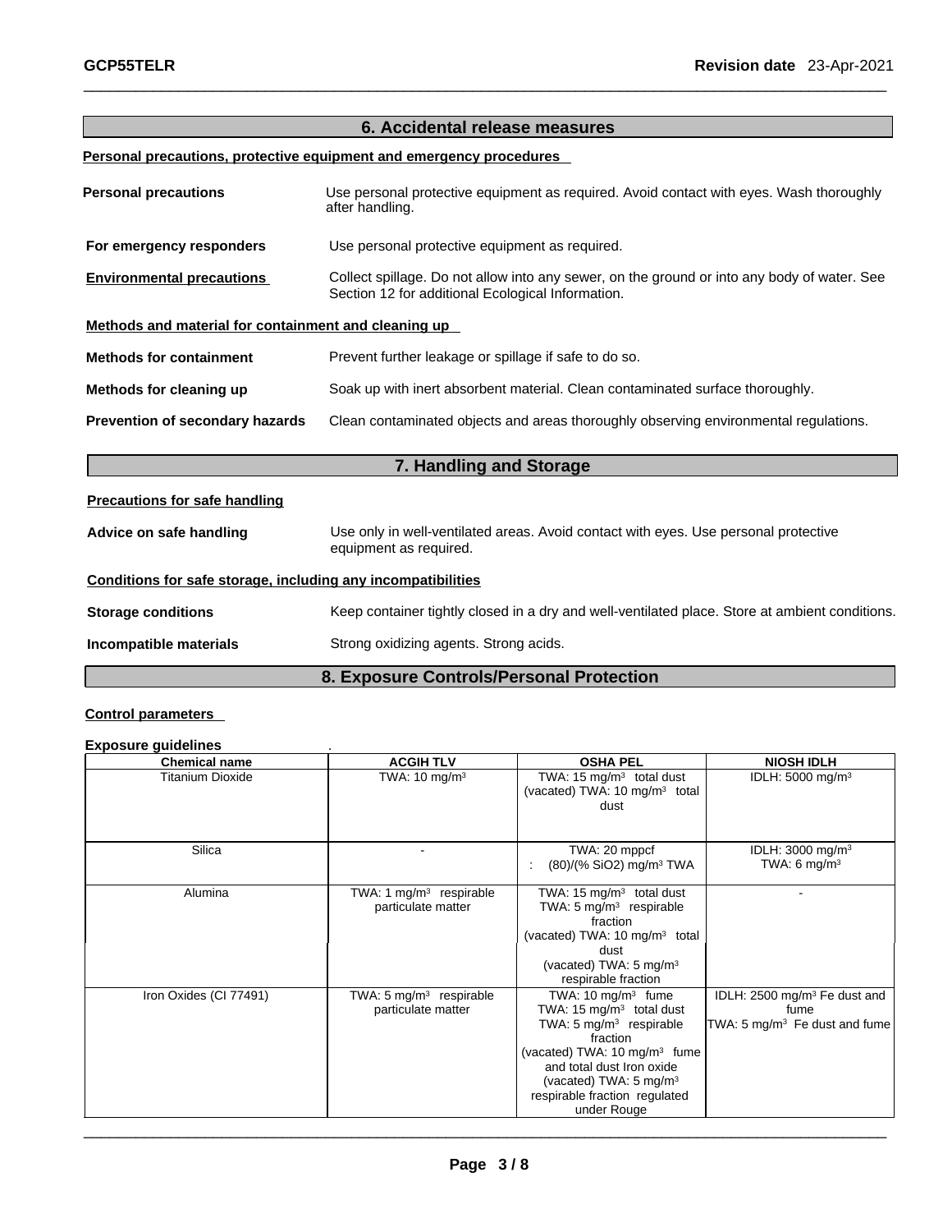## 6. Accidental release measures

**Personal precautions, protective equipment and emergency procedures**

**Personal precautions** Use personal protective equipment as required. Avoid contact with eyes. Wash thoroughly after handling.

**For emergency responders** Use personal protective equipment as required.

**Environmental precautions** Collect spillage. Do not allow into any sewer, on the ground or into any body of water. See Section 12 for additional Ecological Information.

**Methods and material for containment and cleaning up**

**Methods for containment** Prevent further leakage or spillage if safe to do so.

**Methods for cleaning up** Soak up with inert absorbent material. Clean contaminated surface thoroughly.

**Prevention of secondary hazards** Clean contaminated objects and areas thoroughly observing environmental regulations.

## 7. Handling and Storage

**Precautions for safe handling**

**Advice on safe handling** Use only in well-ventilated areas. Avoid contact with eyes. Use personal protective equipment as required.

**Conditions for safe storage, including any incompatibilities**

**Storage conditions** Keep container tightly closed in a dry and well-ventilated place. Store at ambient conditions.

**Incompatible materials** Strong oxidizing agents. Strong acids.

## 8. Exposure Controls/Personal Protection

**Control parameters**

**Exposure guidelines** .

| Chemical name | ACGIH TLV | OSHA PEL | NIOSH IDLH |
|---|---|---|---|
| Titanium Dioxide | TWA: 10 mg/m³ | TWA: 15 mg/m³ total dust<br>(vacated) TWA: 10 mg/m³ total dust | IDLH: 5000 mg/m³ |
| Silica | - | TWA: 20 mppcf<br>: (80)/(% SiO2) mg/m³ TWA | IDLH: 3000 mg/m³<br>TWA: 6 mg/m³ |
| Alumina | TWA: 1 mg/m³ respirable particulate matter | TWA: 15 mg/m³ total dust<br>TWA: 5 mg/m³ respirable fraction<br>(vacated) TWA: 10 mg/m³ total dust<br>(vacated) TWA: 5 mg/m³ respirable fraction | - |
| Iron Oxides (CI 77491) | TWA: 5 mg/m³ respirable particulate matter | TWA: 10 mg/m³ fume<br>TWA: 15 mg/m³ total dust<br>TWA: 5 mg/m³ respirable fraction<br>(vacated) TWA: 10 mg/m³ fume and total dust Iron oxide<br>(vacated) TWA: 5 mg/m³ respirable fraction regulated under Rouge | IDLH: 2500 mg/m³ Fe dust and fume<br>TWA: 5 mg/m³ Fe dust and fume |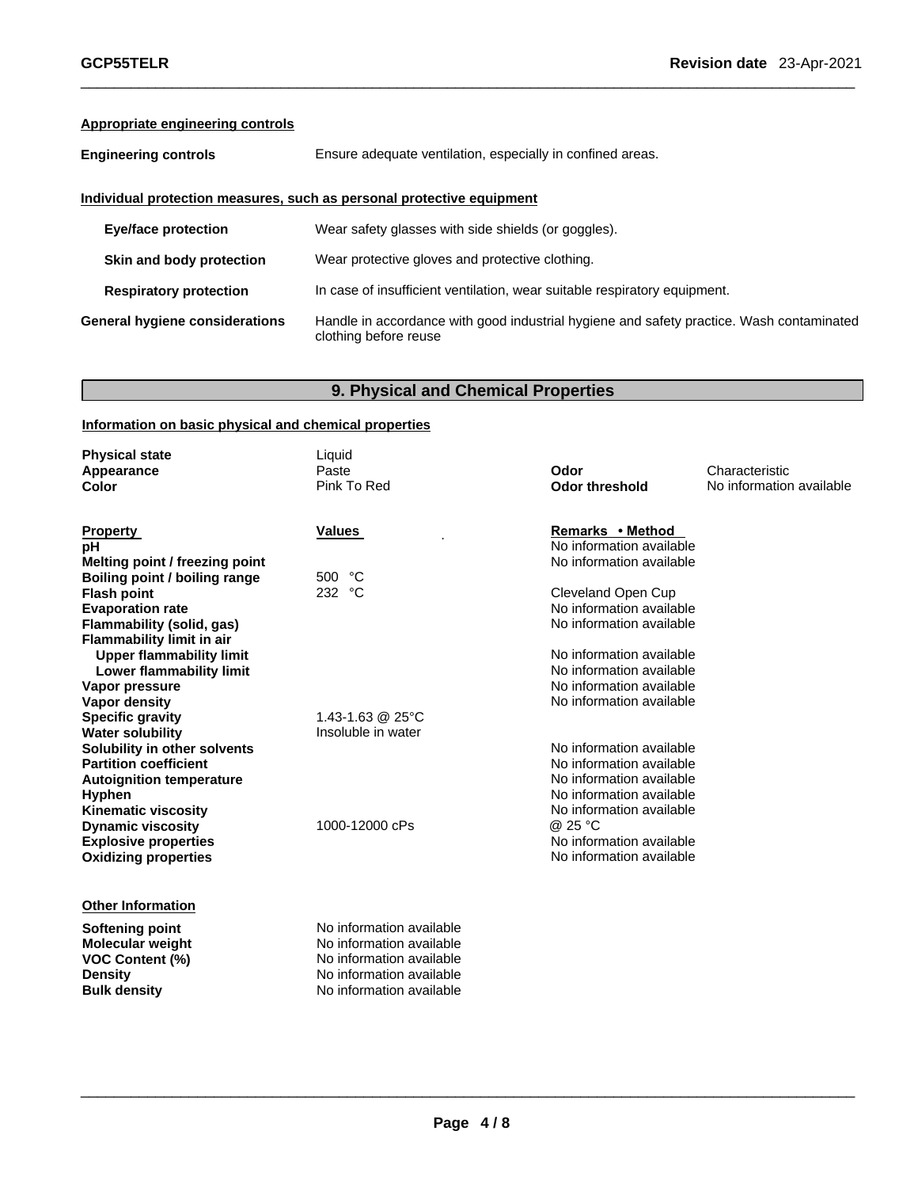**Appropriate engineering controls**

**Engineering controls** Ensure adequate ventilation, especially in confined areas.

**Individual protection measures, such as personal protective equipment**

**Eye/face protection** Wear safety glasses with side shields (or goggles).

**Skin and body protection** Wear protective gloves and protective clothing.

**Respiratory protection** In case of insufficient ventilation, wear suitable respiratory equipment.

**General hygiene considerations** Handle in accordance with good industrial hygiene and safety practice. Wash contaminated clothing before reuse

## 9. Physical and Chemical Properties

**Information on basic physical and chemical properties**

| | | | |
|---|---|---|---|
| **Physical state** | Liquid | | |
| **Appearance** | Paste | **Odor** | Characteristic |
| **Color** | Pink To Red | **Odor threshold** | No information available |

| **Property** | **Values** | **Remarks • Method** |
|---|---|---|
| **pH** | | No information available |
| **Melting point / freezing point** | | No information available |
| **Boiling point / boiling range** | 500 °C | |
| **Flash point** | 232 °C | Cleveland Open Cup |
| **Evaporation rate** | | No information available |
| **Flammability (solid, gas)** | | No information available |
| **Flammability limit in air** | | |
| **Upper flammability limit** | | No information available |
| **Lower flammability limit** | | No information available |
| **Vapor pressure** | | No information available |
| **Vapor density** | | No information available |
| **Specific gravity** | 1.43-1.63 @ 25°C | |
| **Water solubility** | Insoluble in water | |
| **Solubility in other solvents** | | No information available |
| **Partition coefficient** | | No information available |
| **Autoignition temperature** | | No information available |
| **Hyphen** | | No information available |
| **Kinematic viscosity** | | No information available |
| **Dynamic viscosity** | 1000-12000 cPs | @ 25 °C |
| **Explosive properties** | | No information available |
| **Oxidizing properties** | | No information available |

**Other Information**

| | |
|---|---|
| **Softening point** | No information available |
| **Molecular weight** | No information available |
| **VOC Content (%)** | No information available |
| **Density** | No information available |
| **Bulk density** | No information available |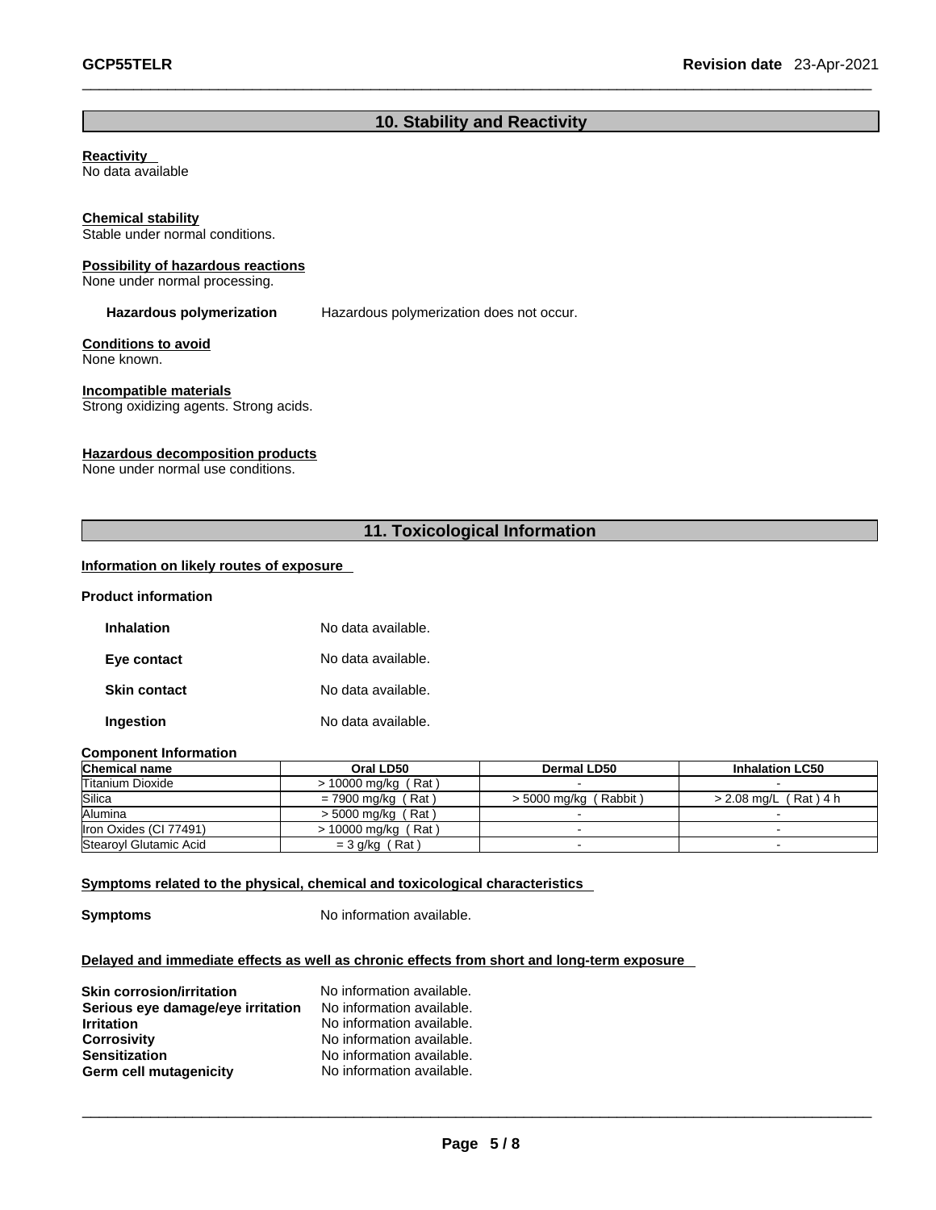## 10. Stability and Reactivity

**Reactivity**
No data available

**Chemical stability**
Stable under normal conditions.

**Possibility of hazardous reactions**
None under normal processing.

**Hazardous polymerization** Hazardous polymerization does not occur.

**Conditions to avoid**
None known.

**Incompatible materials**
Strong oxidizing agents. Strong acids.

**Hazardous decomposition products**
None under normal use conditions.

## 11. Toxicological Information

**Information on likely routes of exposure**

**Product information**

**Inhalation** No data available.

**Eye contact** No data available.

**Skin contact** No data available.

**Ingestion** No data available.

**Component Information**

| Chemical name | Oral LD50 | Dermal LD50 | Inhalation LC50 |
|---|---|---|---|
| Titanium Dioxide | > 10000 mg/kg ( Rat ) | - | - |
| Silica | = 7900 mg/kg ( Rat ) | > 5000 mg/kg ( Rabbit ) | > 2.08 mg/L ( Rat ) 4 h |
| Alumina | > 5000 mg/kg ( Rat ) | - | - |
| Iron Oxides (CI 77491) | > 10000 mg/kg ( Rat ) | - | - |
| Stearoyl Glutamic Acid | = 3 g/kg ( Rat ) | - | - |

**Symptoms related to the physical, chemical and toxicological characteristics**

**Symptoms** No information available.

**Delayed and immediate effects as well as chronic effects from short and long-term exposure**

**Skin corrosion/irritation** No information available.
**Serious eye damage/eye irritation** No information available.
**Irritation** No information available.
**Corrosivity** No information available.
**Sensitization** No information available.
**Germ cell mutagenicity** No information available.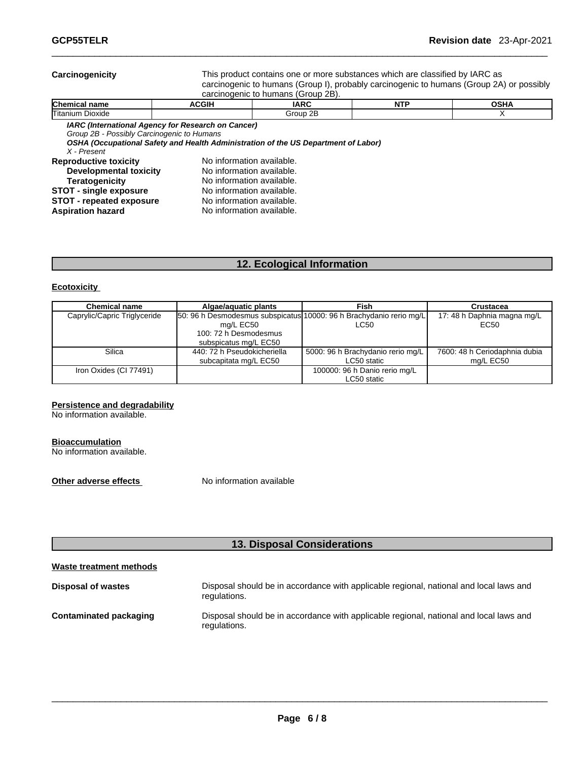**Carcinogenicity** This product contains one or more substances which are classified by IARC as carcinogenic to humans (Group I), probably carcinogenic to humans (Group 2A) or possibly carcinogenic to humans (Group 2B).

| Chemical name | ACGIH | IARC | NTP | OSHA |
|---|---|---|---|---|
| Titanium Dioxide | | Group 2B | | X |

***IARC (International Agency for Research on Cancer)***
*Group 2B - Possibly Carcinogenic to Humans*
***OSHA (Occupational Safety and Health Administration of the US Department of Labor)***
*X - Present*

**Reproductive toxicity** No information available.
**Developmental toxicity** No information available.
**Teratogenicity** No information available.
**STOT - single exposure** No information available.
**STOT - repeated exposure** No information available.
**Aspiration hazard** No information available.

## 12. Ecological Information

**Ecotoxicity**

| Chemical name | Algae/aquatic plants | Fish | Crustacea |
|---|---|---|---|
| Caprylic/Capric Triglyceride | 50: 96 h Desmodesmus subspicatus mg/L EC50<br>100: 72 h Desmodesmus subspicatus mg/L EC50 | 10000: 96 h Brachydanio rerio mg/L LC50 | 17: 48 h Daphnia magna mg/L EC50 |
| Silica | 440: 72 h Pseudokicheriella subcapitata mg/L EC50 | 5000: 96 h Brachydanio rerio mg/L LC50 static | 7600: 48 h Ceriodaphnia dubia mg/L EC50 |
| Iron Oxides (CI 77491) | | 100000: 96 h Danio rerio mg/L LC50 static | |

**Persistence and degradability**
No information available.

**Bioaccumulation**
No information available.

**Other adverse effects** No information available

## 13. Disposal Considerations

**Waste treatment methods**

**Disposal of wastes** Disposal should be in accordance with applicable regional, national and local laws and regulations.

**Contaminated packaging** Disposal should be in accordance with applicable regional, national and local laws and regulations.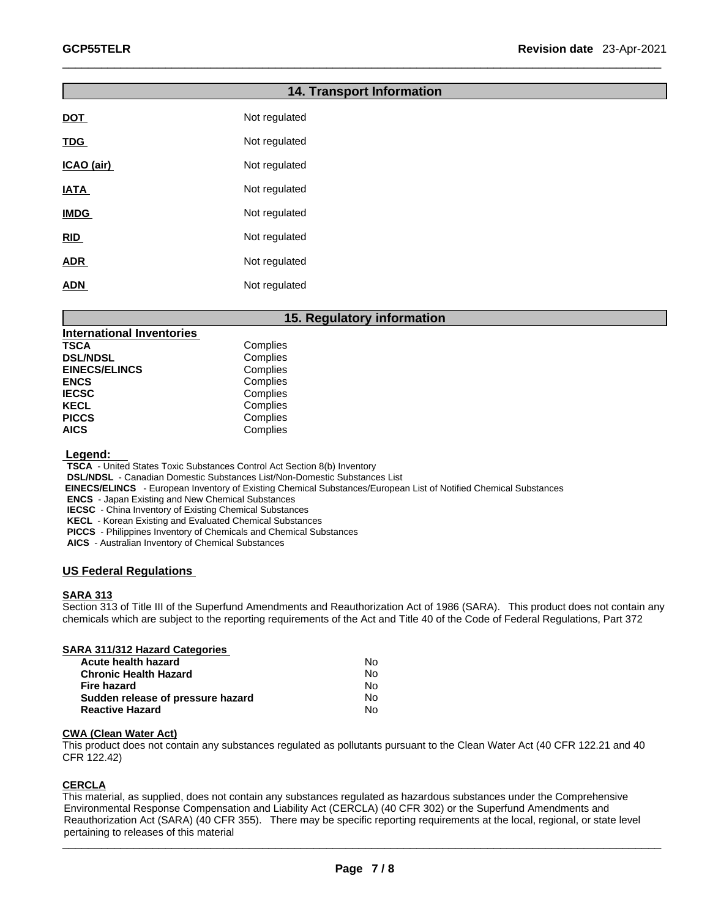## 14. Transport Information

| | |
|---|---|
| **DOT** | Not regulated |
| **TDG** | Not regulated |
| **ICAO (air)** | Not regulated |
| **IATA** | Not regulated |
| **IMDG** | Not regulated |
| **RID** | Not regulated |
| **ADR** | Not regulated |
| **ADN** | Not regulated |

## 15. Regulatory information

**International Inventories**

| | |
|---|---|
| **TSCA** | Complies |
| **DSL/NDSL** | Complies |
| **EINECS/ELINCS** | Complies |
| **ENCS** | Complies |
| **IECSC** | Complies |
| **KECL** | Complies |
| **PICCS** | Complies |
| **AICS** | Complies |

**Legend:**

**TSCA** - United States Toxic Substances Control Act Section 8(b) Inventory
**DSL/NDSL** - Canadian Domestic Substances List/Non-Domestic Substances List
**EINECS/ELINCS** - European Inventory of Existing Chemical Substances/European List of Notified Chemical Substances
**ENCS** - Japan Existing and New Chemical Substances
**IECSC** - China Inventory of Existing Chemical Substances
**KECL** - Korean Existing and Evaluated Chemical Substances
**PICCS** - Philippines Inventory of Chemicals and Chemical Substances
**AICS** - Australian Inventory of Chemical Substances

### US Federal Regulations

**SARA 313**

Section 313 of Title III of the Superfund Amendments and Reauthorization Act of 1986 (SARA). This product does not contain any chemicals which are subject to the reporting requirements of the Act and Title 40 of the Code of Federal Regulations, Part 372

**SARA 311/312 Hazard Categories**

| | |
|---|---|
| **Acute health hazard** | No |
| **Chronic Health Hazard** | No |
| **Fire hazard** | No |
| **Sudden release of pressure hazard** | No |
| **Reactive Hazard** | No |

**CWA (Clean Water Act)**

This product does not contain any substances regulated as pollutants pursuant to the Clean Water Act (40 CFR 122.21 and 40 CFR 122.42)

**CERCLA**

This material, as supplied, does not contain any substances regulated as hazardous substances under the Comprehensive Environmental Response Compensation and Liability Act (CERCLA) (40 CFR 302) or the Superfund Amendments and Reauthorization Act (SARA) (40 CFR 355). There may be specific reporting requirements at the local, regional, or state level pertaining to releases of this material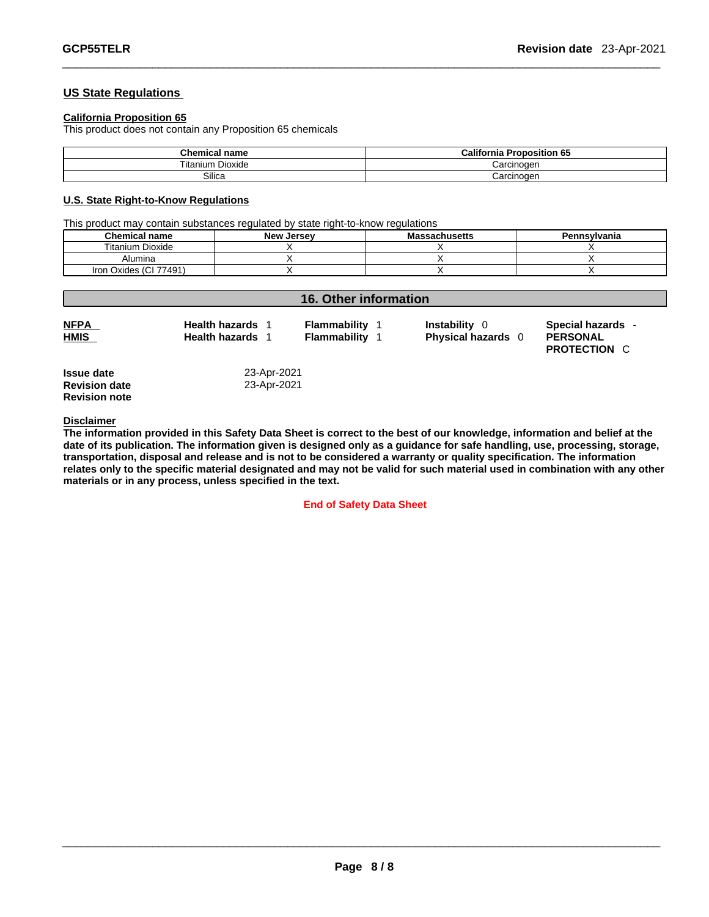## US State Regulations

**California Proposition 65**

This product does not contain any Proposition 65 chemicals

| Chemical name | California Proposition 65 |
| --- | --- |
| Titanium Dioxide | Carcinogen |
| Silica | Carcinogen |

**U.S. State Right-to-Know Regulations**

This product may contain substances regulated by state right-to-know regulations

| Chemical name | New Jersey | Massachusetts | Pennsylvania |
| --- | --- | --- | --- |
| Titanium Dioxide | X | X | X |
| Alumina | X | X | X |
| Iron Oxides (CI 77491) | X | X | X |

## 16. Other information

| | | | | |
| --- | --- | --- | --- | --- |
| **NFPA** | **Health hazards** 1 | **Flammability** 1 | **Instability** 0 | **Special hazards** - |
| **HMIS** | **Health hazards** 1 | **Flammability** 1 | **Physical hazards** 0 | **PERSONAL PROTECTION** C |

**Issue date** 23-Apr-2021
**Revision date** 23-Apr-2021
**Revision note**

**Disclaimer**

**The information provided in this Safety Data Sheet is correct to the best of our knowledge, information and belief at the date of its publication. The information given is designed only as a guidance for safe handling, use, processing, storage, transportation, disposal and release and is not to be considered a warranty or quality specification. The information relates only to the specific material designated and may not be valid for such material used in combination with any other materials or in any process, unless specified in the text.**

**End of Safety Data Sheet**